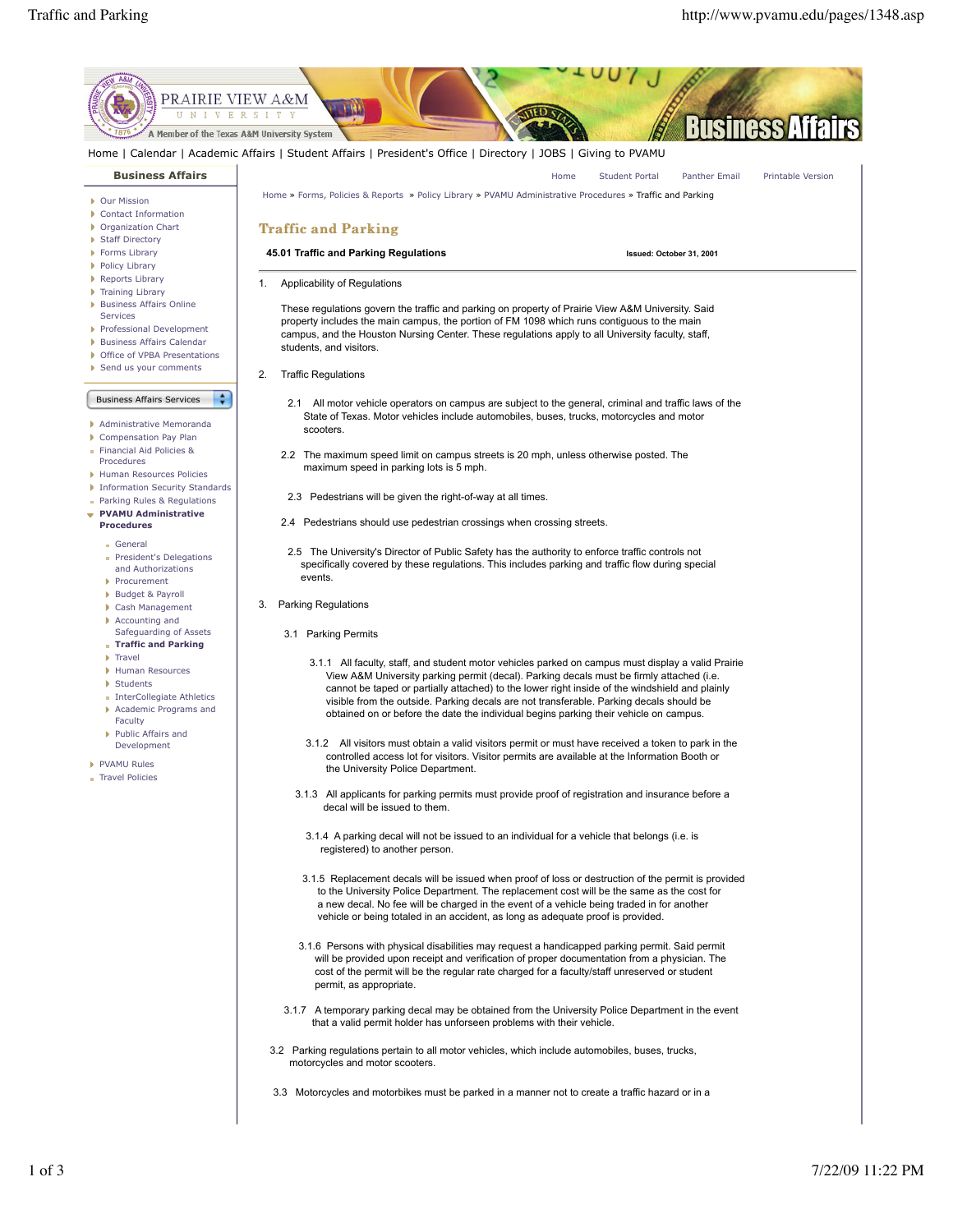Home | Calendar | Academic Affairs | Student Affairs | President's Office | Directory | JOBS | Giving to PVAMU

**Business Affairs**

- Our Mission
- Contact Information
- Organization Chart
- Staff Directory
- Forms Library
- Policy Library
- Reports Library
- Training Library
- Business Affairs Online Services
- Professional Development
- Business Affairs Calendar
- Office of VPBA Presentations
- Send us your comments

Business Affairs Services

- Administrative Memoranda
- Compensation Pay Plan
- Financial Aid Policies & Procedures
- Human Resources Policies
- Information Security Standards
- Parking Rules & Regulations
- **PVAMU Administrative Procedures**
  - General
  - President's Delegations and Authorizations
  - Procurement
  - Budget & Payroll
  - Cash Management
  - Accounting and Safeguarding of Assets
  - **Traffic and Parking**
  - Travel
  - Human Resources
  - Students
  - InterCollegiate Athletics
  - Academic Programs and Faculty
  - Public Affairs and Development
- PVAMU Rules
- Travel Policies

Home | Student Portal | Panther Email | Printable Version

Home » Forms, Policies & Reports » Policy Library » PVAMU Administrative Procedures » Traffic and Parking

# Traffic and Parking

**45.01 Traffic and Parking Regulations** **Issued: October 31, 2001**

1. Applicability of Regulations

These regulations govern the traffic and parking on property of Prairie View A&M University. Said property includes the main campus, the portion of FM 1098 which runs contiguous to the main campus, and the Houston Nursing Center. These regulations apply to all University faculty, staff, students, and visitors.

2. Traffic Regulations

2.1 All motor vehicle operators on campus are subject to the general, criminal and traffic laws of the State of Texas. Motor vehicles include automobiles, buses, trucks, motorcycles and motor scooters.

2.2 The maximum speed limit on campus streets is 20 mph, unless otherwise posted. The maximum speed in parking lots is 5 mph.

2.3 Pedestrians will be given the right-of-way at all times.

2.4 Pedestrians should use pedestrian crossings when crossing streets.

2.5 The University's Director of Public Safety has the authority to enforce traffic controls not specifically covered by these regulations. This includes parking and traffic flow during special events.

3. Parking Regulations

3.1 Parking Permits

3.1.1 All faculty, staff, and student motor vehicles parked on campus must display a valid Prairie View A&M University parking permit (decal). Parking decals must be firmly attached (i.e. cannot be taped or partially attached) to the lower right inside of the windshield and plainly visible from the outside. Parking decals are not transferable. Parking decals should be obtained on or before the date the individual begins parking their vehicle on campus.

3.1.2 All visitors must obtain a valid visitors permit or must have received a token to park in the controlled access lot for visitors. Visitor permits are available at the Information Booth or the University Police Department.

3.1.3 All applicants for parking permits must provide proof of registration and insurance before a decal will be issued to them.

3.1.4 A parking decal will not be issued to an individual for a vehicle that belongs (i.e. is registered) to another person.

3.1.5 Replacement decals will be issued when proof of loss or destruction of the permit is provided to the University Police Department. The replacement cost will be the same as the cost for a new decal. No fee will be charged in the event of a vehicle being traded in for another vehicle or being totaled in an accident, as long as adequate proof is provided.

3.1.6 Persons with physical disabilities may request a handicapped parking permit. Said permit will be provided upon receipt and verification of proper documentation from a physician. The cost of the permit will be the regular rate charged for a faculty/staff unreserved or student permit, as appropriate.

3.1.7 A temporary parking decal may be obtained from the University Police Department in the event that a valid permit holder has unforseen problems with their vehicle.

3.2 Parking regulations pertain to all motor vehicles, which include automobiles, buses, trucks, motorcycles and motor scooters.

3.3 Motorcycles and motorbikes must be parked in a manner not to create a traffic hazard or in a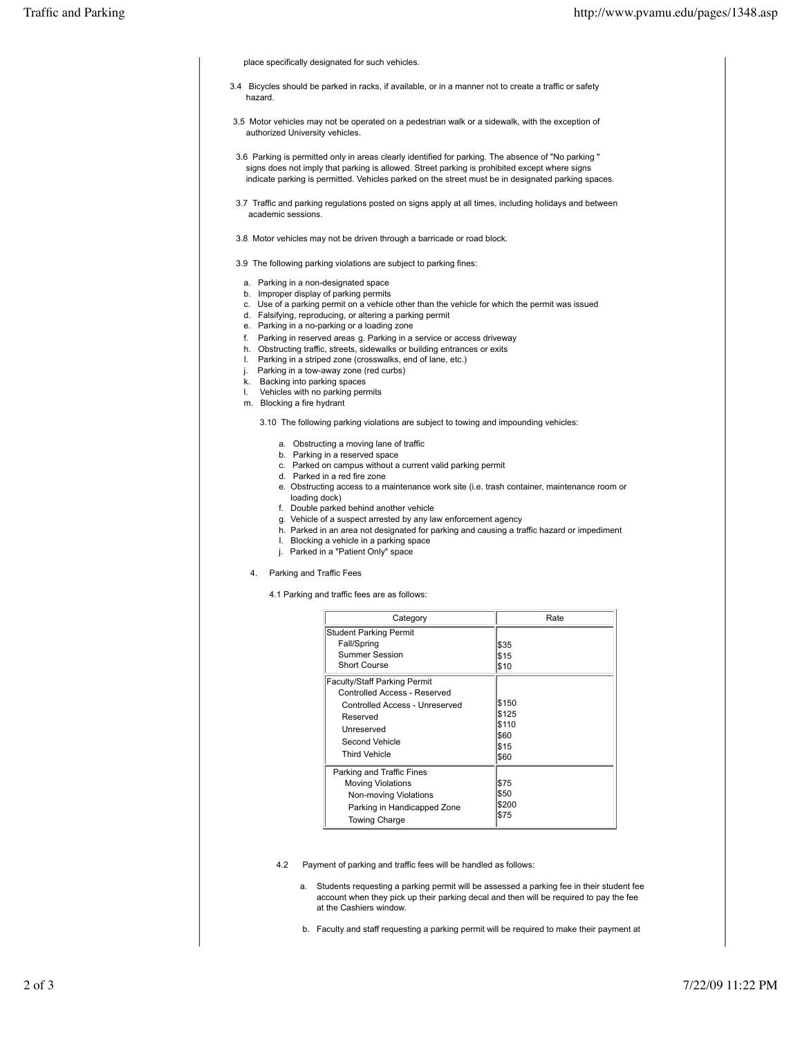place specifically designated for such vehicles.

3.4 Bicycles should be parked in racks, if available, or in a manner not to create a traffic or safety hazard.

3.5 Motor vehicles may not be operated on a pedestrian walk or a sidewalk, with the exception of authorized University vehicles.

3.6 Parking is permitted only in areas clearly identified for parking. The absence of "No parking " signs does not imply that parking is allowed. Street parking is prohibited except where signs indicate parking is permitted. Vehicles parked on the street must be in designated parking spaces.

3.7 Traffic and parking regulations posted on signs apply at all times, including holidays and between academic sessions.

3.8 Motor vehicles may not be driven through a barricade or road block.

3.9 The following parking violations are subject to parking fines:

a. Parking in a non-designated space
b. Improper display of parking permits
c. Use of a parking permit on a vehicle other than the vehicle for which the permit was issued
d. Falsifying, reproducing, or altering a parking permit
e. Parking in a no-parking or a loading zone
f. Parking in reserved areas g. Parking in a service or access driveway
h. Obstructing traffic, streets, sidewalks or building entrances or exits
I. Parking in a striped zone (crosswalks, end of lane, etc.)
j. Parking in a tow-away zone (red curbs)
k. Backing into parking spaces
l. Vehicles with no parking permits
m. Blocking a fire hydrant

3.10 The following parking violations are subject to towing and impounding vehicles:

a. Obstructing a moving lane of traffic
b. Parking in a reserved space
c. Parked on campus without a current valid parking permit
d. Parked in a red fire zone
e. Obstructing access to a maintenance work site (i.e. trash container, maintenance room or loading dock)
f. Double parked behind another vehicle
g. Vehicle of a suspect arrested by any law enforcement agency
h. Parked in an area not designated for parking and causing a traffic hazard or impediment
I. Blocking a vehicle in a parking space
j. Parked in a "Patient Only" space

4. Parking and Traffic Fees

4.1 Parking and traffic fees are as follows:

| Category | Rate |
|---|---|
| Student Parking Permit | |
| Fall/Spring | $35 |
| Summer Session | $15 |
| Short Course | $10 |
| Faculty/Staff Parking Permit | |
| Controlled Access - Reserved | $150 |
| Controlled Access - Unreserved | $125 |
| Reserved | $110 |
| Unreserved | $60 |
| Second Vehicle | $15 |
| Third Vehicle | $60 |
| Parking and Traffic Fines | |
| Moving Violations | $75 |
| Non-moving Violations | $50 |
| Parking in Handicapped Zone | $200 |
| Towing Charge | $75 |

4.2 Payment of parking and traffic fees will be handled as follows:

a. Students requesting a parking permit will be assessed a parking fee in their student fee account when they pick up their parking decal and then will be required to pay the fee at the Cashiers window.

b. Faculty and staff requesting a parking permit will be required to make their payment at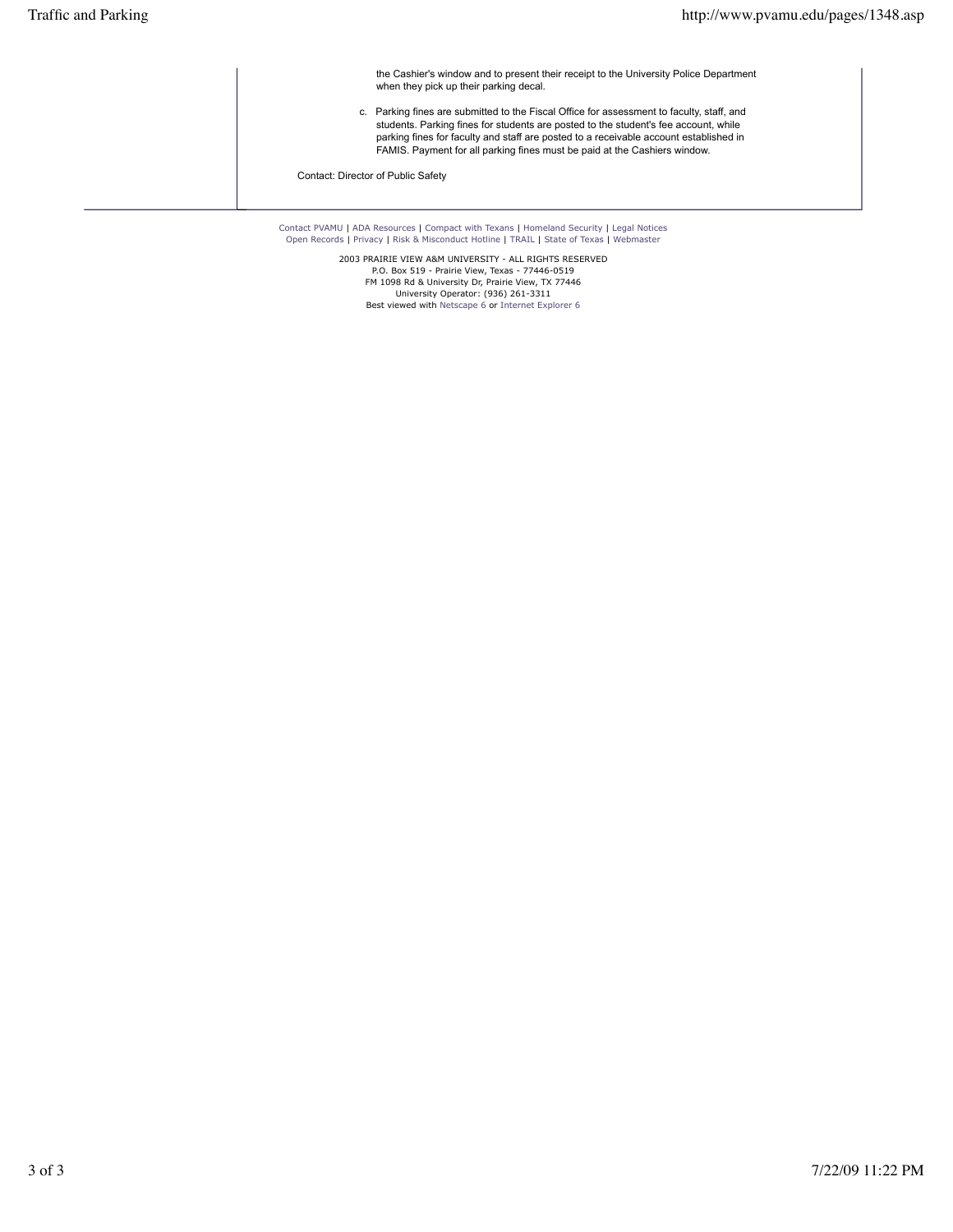the Cashier's window and to present their receipt to the University Police Department when they pick up their parking decal.

c. Parking fines are submitted to the Fiscal Office for assessment to faculty, staff, and students. Parking fines for students are posted to the student's fee account, while parking fines for faculty and staff are posted to a receivable account established in FAMIS. Payment for all parking fines must be paid at the Cashiers window.

Contact: Director of Public Safety

Contact PVAMU | ADA Resources | Compact with Texans | Homeland Security | Legal Notices
Open Records | Privacy | Risk & Misconduct Hotline | TRAIL | State of Texas | Webmaster

2003 PRAIRIE VIEW A&M UNIVERSITY - ALL RIGHTS RESERVED
P.O. Box 519 - Prairie View, Texas - 77446-0519
FM 1098 Rd & University Dr, Prairie View, TX 77446
University Operator: (936) 261-3311
Best viewed with Netscape 6 or Internet Explorer 6